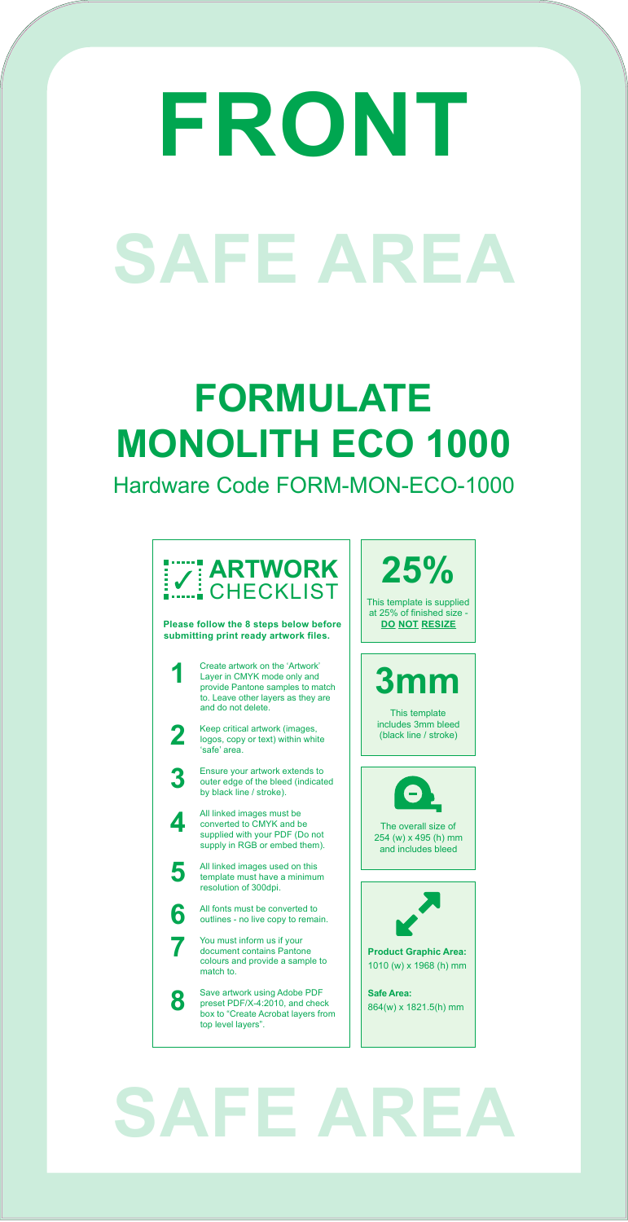# FRONT

# SAFE AREA

## FORMULATE MONOLITH ECO 1000

Hardware Code FORM-MON-ECO-1000

### ARTWORK CHECKLIST

**Please follow the 8 steps below before submitting print ready artwork files.**

1. Create artwork on the 'Artwork' Layer in CMYK mode only and provide Pantone samples to match to. Leave other layers as they are and do not delete.
2. Keep critical artwork (images, logos, copy or text) within white 'safe' area.
3. Ensure your artwork extends to outer edge of the bleed (indicated by black line / stroke).
4. All linked images must be converted to CMYK and be supplied with your PDF (Do not supply in RGB or embed them).
5. All linked images used on this template must have a minimum resolution of 300dpi.
6. All fonts must be converted to outlines - no live copy to remain.
7. You must inform us if your document contains Pantone colours and provide a sample to match to.
8. Save artwork using Adobe PDF preset PDF/X-4:2010, and check box to "Create Acrobat layers from top level layers".

### 25%

This template is supplied at 25% of finished size - **DO NOT RESIZE**

### 3mm

This template includes 3mm bleed (black line / stroke)

The overall size of 254 (w) x 495 (h) mm and includes bleed

**Product Graphic Area:**
1010 (w) x 1968 (h) mm

**Safe Area:**
864(w) x 1821.5(h) mm

# SAFE AREA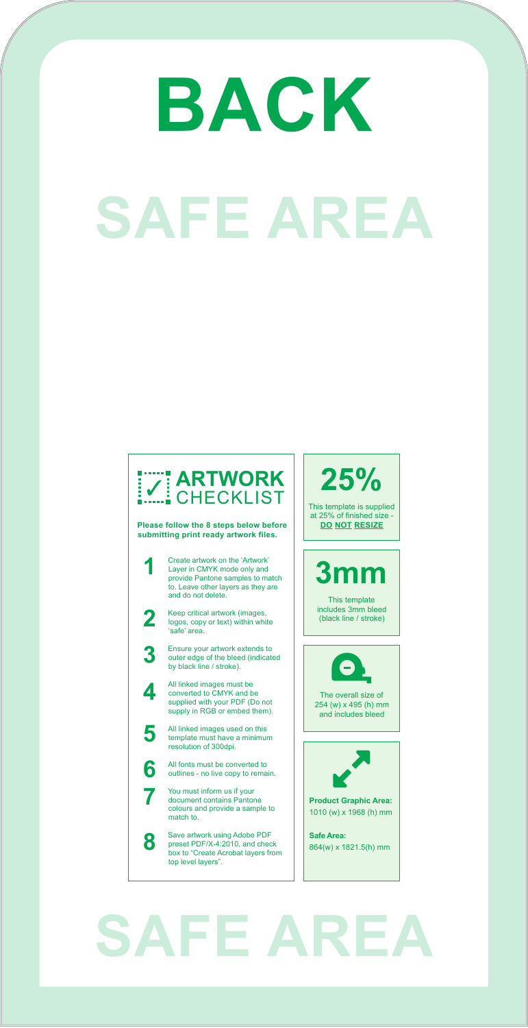# BACK

# SAFE AREA

## ARTWORK CHECKLIST

**Please follow the 8 steps below before submitting print ready artwork files.**

1. Create artwork on the 'Artwork' Layer in CMYK mode only and provide Pantone samples to match to. Leave other layers as they are and do not delete.
2. Keep critical artwork (images, logos, copy or text) within white 'safe' area.
3. Ensure your artwork extends to outer edge of the bleed (indicated by black line / stroke).
4. All linked images must be converted to CMYK and be supplied with your PDF (Do not supply in RGB or embed them).
5. All linked images used on this template must have a minimum resolution of 300dpi.
6. All fonts must be converted to outlines - no live copy to remain.
7. You must inform us if your document contains Pantone colours and provide a sample to match to.
8. Save artwork using Adobe PDF preset PDF/X-4:2010, and check box to "Create Acrobat layers from top level layers".

## 25%

This template is supplied at 25% of finished size - **DO NOT RESIZE**

## 3mm

This template includes 3mm bleed (black line / stroke)

The overall size of 254 (w) x 495 (h) mm and includes bleed

**Product Graphic Area:**
1010 (w) x 1968 (h) mm

**Safe Area:**
864(w) x 1821.5(h) mm

# SAFE AREA